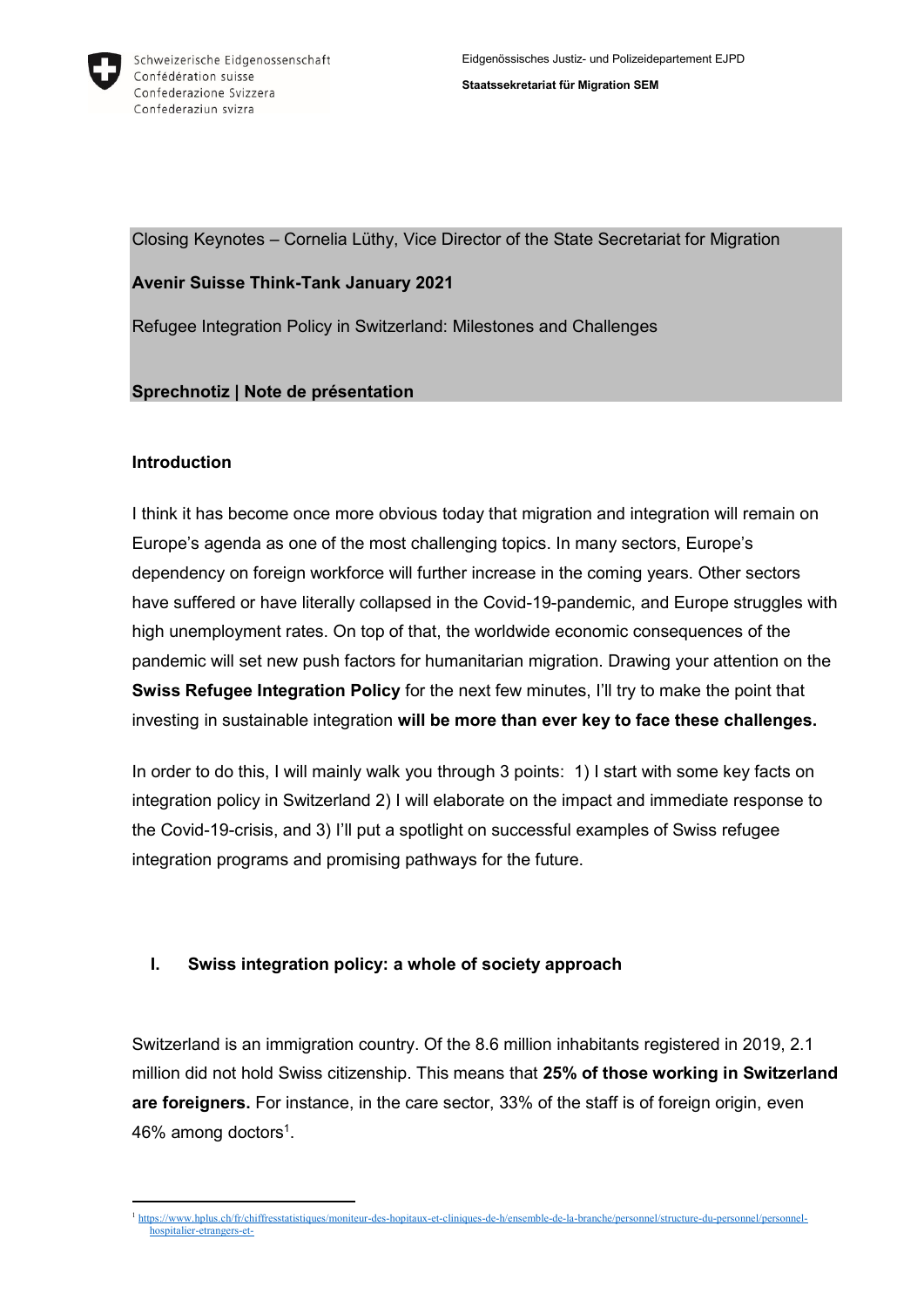Schweizerische Eidgenossenschaft
Confédération suisse
Confederazione Svizzera
Confederaziun svizra

Eidgenössisches Justiz- und Polizeidepartement EJPD

**Staatssekretariat für Migration SEM**

Closing Keynotes – Cornelia Lüthy, Vice Director of the State Secretariat for Migration

**Avenir Suisse Think-Tank January 2021**

Refugee Integration Policy in Switzerland: Milestones and Challenges

**Sprechnotiz | Note de présentation**

## Introduction

I think it has become once more obvious today that migration and integration will remain on Europe's agenda as one of the most challenging topics. In many sectors, Europe's dependency on foreign workforce will further increase in the coming years. Other sectors have suffered or have literally collapsed in the Covid-19-pandemic, and Europe struggles with high unemployment rates. On top of that, the worldwide economic consequences of the pandemic will set new push factors for humanitarian migration. Drawing your attention on the **Swiss Refugee Integration Policy** for the next few minutes, I'll try to make the point that investing in sustainable integration **will be more than ever key to face these challenges.**

In order to do this, I will mainly walk you through 3 points: 1) I start with some key facts on integration policy in Switzerland 2) I will elaborate on the impact and immediate response to the Covid-19-crisis, and 3) I'll put a spotlight on successful examples of Swiss refugee integration programs and promising pathways for the future.

## I. Swiss integration policy: a whole of society approach

Switzerland is an immigration country. Of the 8.6 million inhabitants registered in 2019, 2.1 million did not hold Swiss citizenship. This means that **25% of those working in Switzerland are foreigners.** For instance, in the care sector, 33% of the staff is of foreign origin, even 46% among doctors[1].

[1] https://www.hplus.ch/fr/chiffresstatistiques/moniteur-des-hopitaux-et-cliniques-de-h/ensemble-de-la-branche/personnel/structure-du-personnel/personnel-hospitalier-etrangers-et-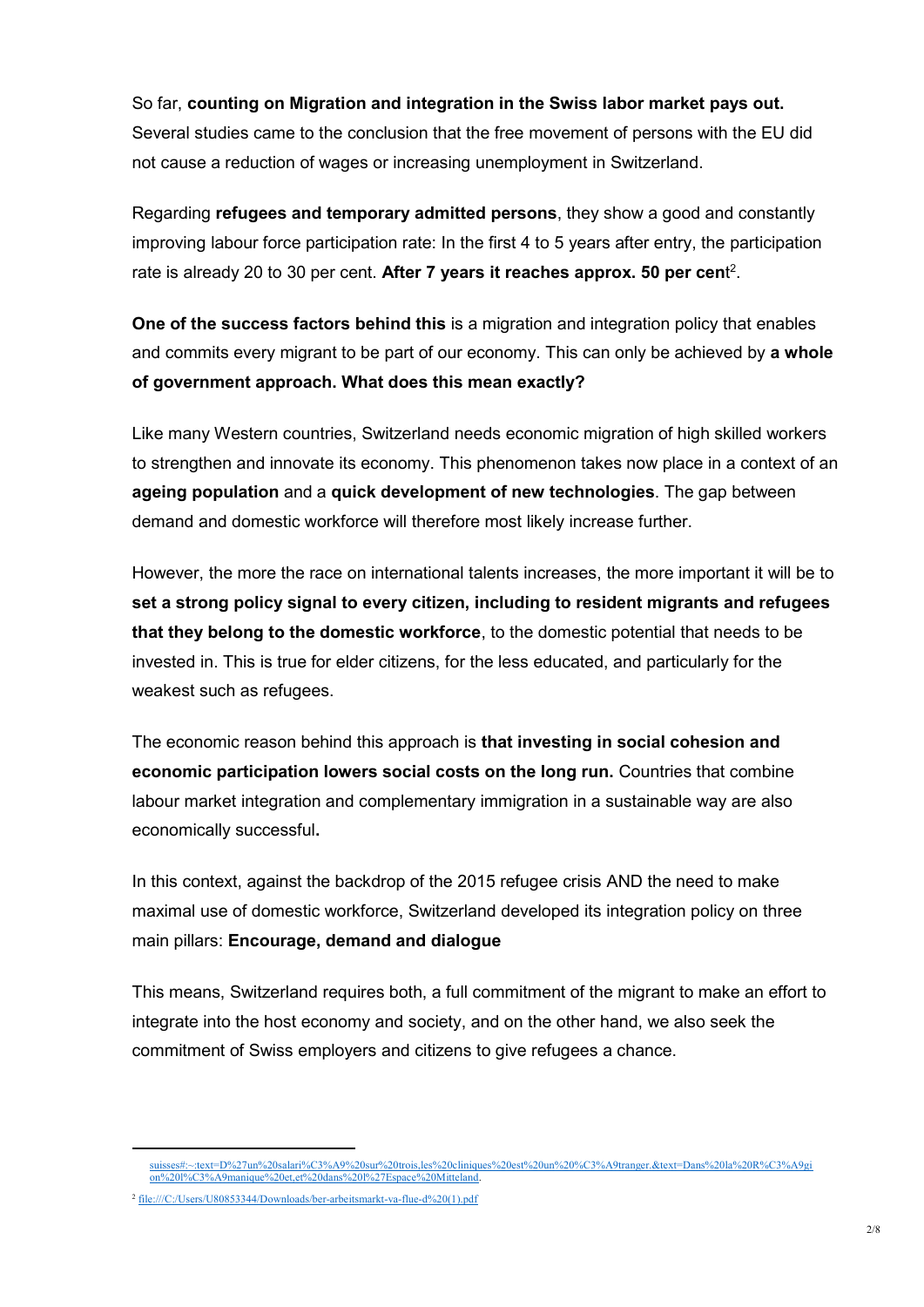So far, **counting on Migration and integration in the Swiss labor market pays out.** Several studies came to the conclusion that the free movement of persons with the EU did not cause a reduction of wages or increasing unemployment in Switzerland.

Regarding **refugees and temporary admitted persons**, they show a good and constantly improving labour force participation rate: In the first 4 to 5 years after entry, the participation rate is already 20 to 30 per cent. **After 7 years it reaches approx. 50 per cen**t[2].

**One of the success factors behind this** is a migration and integration policy that enables and commits every migrant to be part of our economy. This can only be achieved by **a whole of government approach. What does this mean exactly?**

Like many Western countries, Switzerland needs economic migration of high skilled workers to strengthen and innovate its economy. This phenomenon takes now place in a context of an **ageing population** and a **quick development of new technologies**. The gap between demand and domestic workforce will therefore most likely increase further.

However, the more the race on international talents increases, the more important it will be to **set a strong policy signal to every citizen, including to resident migrants and refugees that they belong to the domestic workforce**, to the domestic potential that needs to be invested in. This is true for elder citizens, for the less educated, and particularly for the weakest such as refugees.

The economic reason behind this approach is **that investing in social cohesion and economic participation lowers social costs on the long run.** Countries that combine labour market integration and complementary immigration in a sustainable way are also economically successful**.**

In this context, against the backdrop of the 2015 refugee crisis AND the need to make maximal use of domestic workforce, Switzerland developed its integration policy on three main pillars: **Encourage, demand and dialogue**

This means, Switzerland requires both, a full commitment of the migrant to make an effort to integrate into the host economy and society, and on the other hand, we also seek the commitment of Swiss employers and citizens to give refugees a chance.

---

suisses#:~:text=D%27un%20salari%C3%A9%20sur%20trois,les%20cliniques%20est%20un%20%C3%A9tranger.&text=Dans%20la%20R%C3%A9gion%20l%C3%A9manique%20et,et%20dans%20l%27Espace%20Mitteland.

[2] file:///C:/Users/U80853344/Downloads/ber-arbeitsmarkt-va-flue-d%20(1).pdf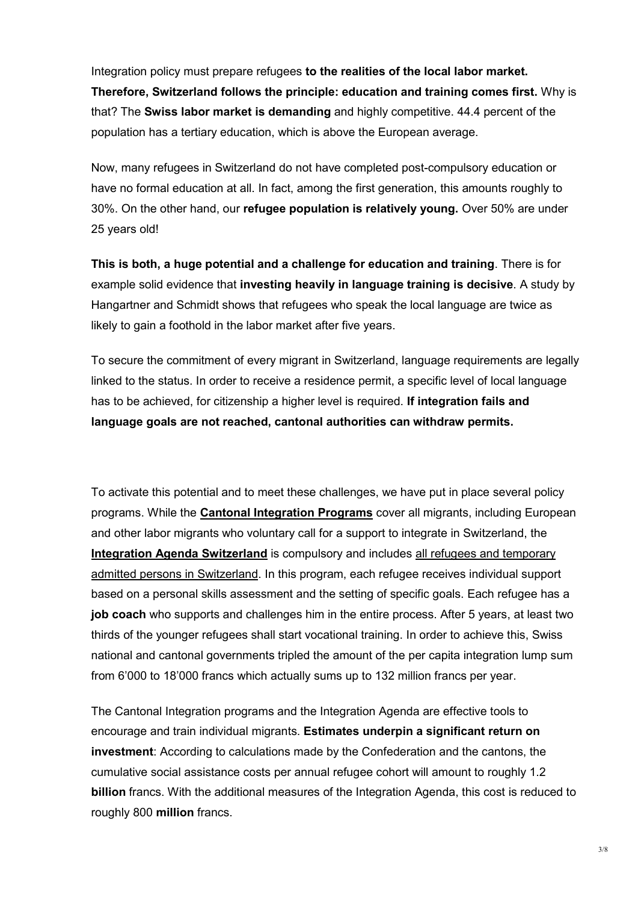Integration policy must prepare refugees **to the realities of the local labor market. Therefore, Switzerland follows the principle: education and training comes first.** Why is that? The **Swiss labor market is demanding** and highly competitive. 44.4 percent of the population has a tertiary education, which is above the European average.

Now, many refugees in Switzerland do not have completed post-compulsory education or have no formal education at all. In fact, among the first generation, this amounts roughly to 30%. On the other hand, our **refugee population is relatively young.** Over 50% are under 25 years old!

**This is both, a huge potential and a challenge for education and training**. There is for example solid evidence that **investing heavily in language training is decisive**. A study by Hangartner and Schmidt shows that refugees who speak the local language are twice as likely to gain a foothold in the labor market after five years.

To secure the commitment of every migrant in Switzerland, language requirements are legally linked to the status. In order to receive a residence permit, a specific level of local language has to be achieved, for citizenship a higher level is required. **If integration fails and language goals are not reached, cantonal authorities can withdraw permits.**

To activate this potential and to meet these challenges, we have put in place several policy programs. While the **Cantonal Integration Programs** cover all migrants, including European and other labor migrants who voluntary call for a support to integrate in Switzerland, the **Integration Agenda Switzerland** is compulsory and includes all refugees and temporary admitted persons in Switzerland. In this program, each refugee receives individual support based on a personal skills assessment and the setting of specific goals. Each refugee has a **job coach** who supports and challenges him in the entire process. After 5 years, at least two thirds of the younger refugees shall start vocational training. In order to achieve this, Swiss national and cantonal governments tripled the amount of the per capita integration lump sum from 6'000 to 18'000 francs which actually sums up to 132 million francs per year.

The Cantonal Integration programs and the Integration Agenda are effective tools to encourage and train individual migrants. **Estimates underpin a significant return on investment**: According to calculations made by the Confederation and the cantons, the cumulative social assistance costs per annual refugee cohort will amount to roughly 1.2 **billion** francs. With the additional measures of the Integration Agenda, this cost is reduced to roughly 800 **million** francs.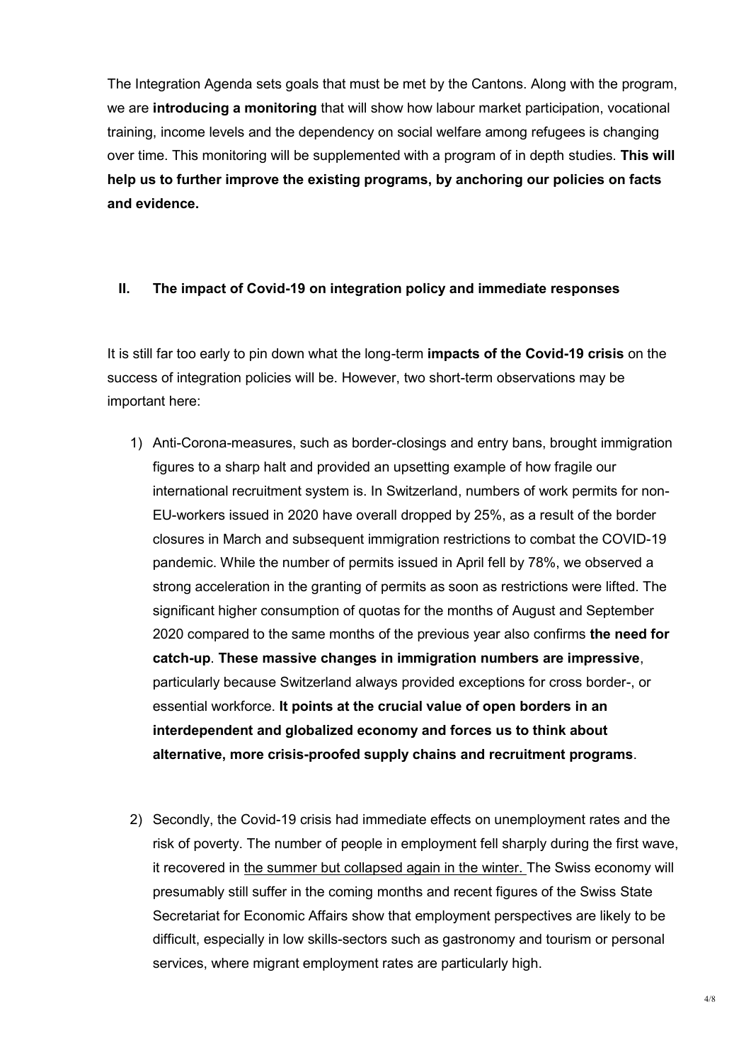The Integration Agenda sets goals that must be met by the Cantons. Along with the program, we are **introducing a monitoring** that will show how labour market participation, vocational training, income levels and the dependency on social welfare among refugees is changing over time. This monitoring will be supplemented with a program of in depth studies. **This will help us to further improve the existing programs, by anchoring our policies on facts and evidence.**

## II. The impact of Covid-19 on integration policy and immediate responses

It is still far too early to pin down what the long-term **impacts of the Covid-19 crisis** on the success of integration policies will be. However, two short-term observations may be important here:

1) Anti-Corona-measures, such as border-closings and entry bans, brought immigration figures to a sharp halt and provided an upsetting example of how fragile our international recruitment system is. In Switzerland, numbers of work permits for non-EU-workers issued in 2020 have overall dropped by 25%, as a result of the border closures in March and subsequent immigration restrictions to combat the COVID-19 pandemic. While the number of permits issued in April fell by 78%, we observed a strong acceleration in the granting of permits as soon as restrictions were lifted. The significant higher consumption of quotas for the months of August and September 2020 compared to the same months of the previous year also confirms **the need for catch-up**. **These massive changes in immigration numbers are impressive**, particularly because Switzerland always provided exceptions for cross border-, or essential workforce. **It points at the crucial value of open borders in an interdependent and globalized economy and forces us to think about alternative, more crisis-proofed supply chains and recruitment programs**.

2) Secondly, the Covid-19 crisis had immediate effects on unemployment rates and the risk of poverty. The number of people in employment fell sharply during the first wave, it recovered in the summer but collapsed again in the winter. The Swiss economy will presumably still suffer in the coming months and recent figures of the Swiss State Secretariat for Economic Affairs show that employment perspectives are likely to be difficult, especially in low skills-sectors such as gastronomy and tourism or personal services, where migrant employment rates are particularly high.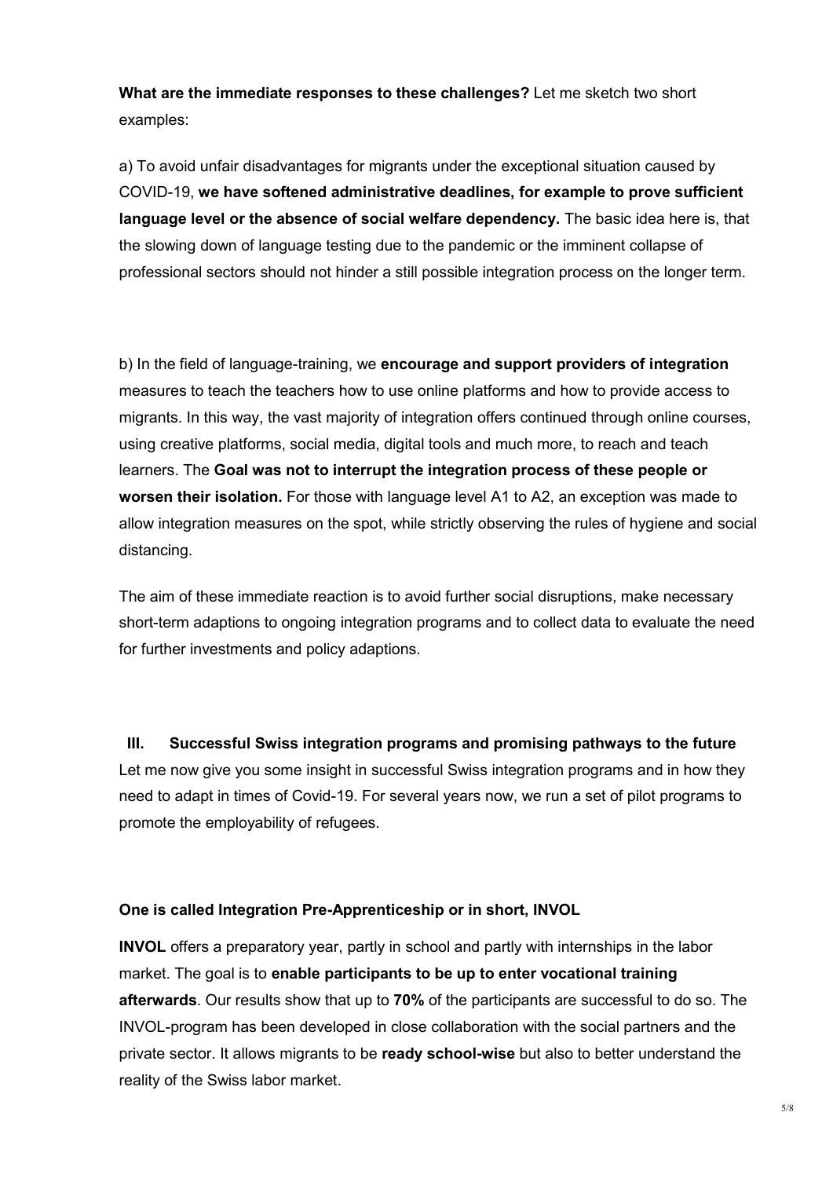**What are the immediate responses to these challenges?** Let me sketch two short examples:

a) To avoid unfair disadvantages for migrants under the exceptional situation caused by COVID-19, **we have softened administrative deadlines, for example to prove sufficient language level or the absence of social welfare dependency.** The basic idea here is, that the slowing down of language testing due to the pandemic or the imminent collapse of professional sectors should not hinder a still possible integration process on the longer term.

b) In the field of language-training, we **encourage and support providers of integration** measures to teach the teachers how to use online platforms and how to provide access to migrants. In this way, the vast majority of integration offers continued through online courses, using creative platforms, social media, digital tools and much more, to reach and teach learners. The **Goal was not to interrupt the integration process of these people or worsen their isolation.** For those with language level A1 to A2, an exception was made to allow integration measures on the spot, while strictly observing the rules of hygiene and social distancing.

The aim of these immediate reaction is to avoid further social disruptions, make necessary short-term adaptions to ongoing integration programs and to collect data to evaluate the need for further investments and policy adaptions.

## III. Successful Swiss integration programs and promising pathways to the future

Let me now give you some insight in successful Swiss integration programs and in how they need to adapt in times of Covid-19. For several years now, we run a set of pilot programs to promote the employability of refugees.

**One is called Integration Pre-Apprenticeship or in short, INVOL**

**INVOL** offers a preparatory year, partly in school and partly with internships in the labor market. The goal is to **enable participants to be up to enter vocational training afterwards**. Our results show that up to **70%** of the participants are successful to do so. The INVOL-program has been developed in close collaboration with the social partners and the private sector. It allows migrants to be **ready school-wise** but also to better understand the reality of the Swiss labor market.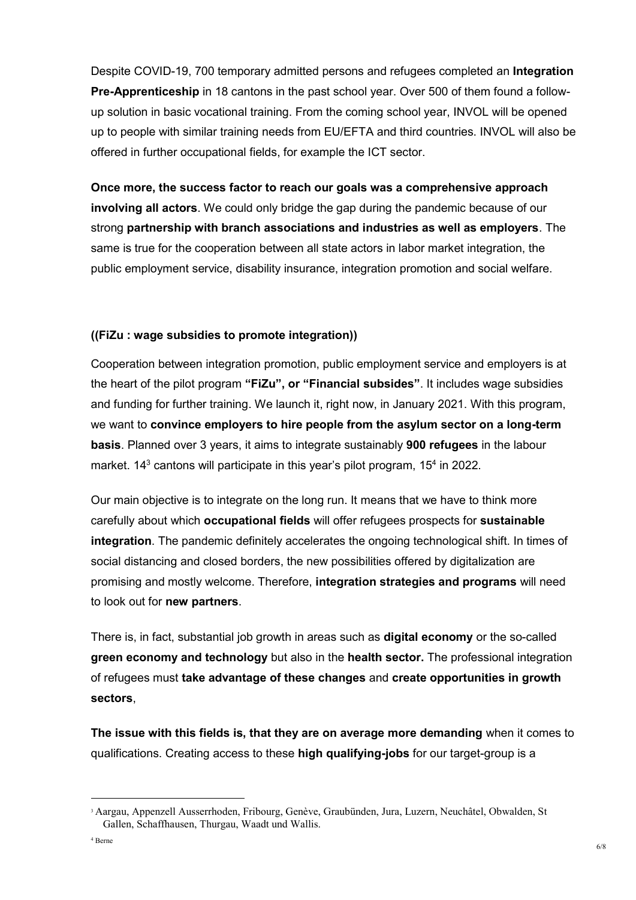Despite COVID-19, 700 temporary admitted persons and refugees completed an **Integration Pre-Apprenticeship** in 18 cantons in the past school year. Over 500 of them found a follow-up solution in basic vocational training. From the coming school year, INVOL will be opened up to people with similar training needs from EU/EFTA and third countries. INVOL will also be offered in further occupational fields, for example the ICT sector.

**Once more, the success factor to reach our goals was a comprehensive approach involving all actors**. We could only bridge the gap during the pandemic because of our strong **partnership with branch associations and industries as well as employers**. The same is true for the cooperation between all state actors in labor market integration, the public employment service, disability insurance, integration promotion and social welfare.

**((FiZu : wage subsidies to promote integration))**

Cooperation between integration promotion, public employment service and employers is at the heart of the pilot program **"FiZu", or "Financial subsides"**. It includes wage subsidies and funding for further training. We launch it, right now, in January 2021. With this program, we want to **convince employers to hire people from the asylum sector on a long-term basis**. Planned over 3 years, it aims to integrate sustainably **900 refugees** in the labour market. 14[3] cantons will participate in this year's pilot program, 15[4] in 2022.

Our main objective is to integrate on the long run. It means that we have to think more carefully about which **occupational fields** will offer refugees prospects for **sustainable integration**. The pandemic definitely accelerates the ongoing technological shift. In times of social distancing and closed borders, the new possibilities offered by digitalization are promising and mostly welcome. Therefore, **integration strategies and programs** will need to look out for **new partners**.

There is, in fact, substantial job growth in areas such as **digital economy** or the so-called **green economy and technology** but also in the **health sector.** The professional integration of refugees must **take advantage of these changes** and **create opportunities in growth sectors**,

**The issue with this fields is, that they are on average more demanding** when it comes to qualifications. Creating access to these **high qualifying-jobs** for our target-group is a

---

[3] Aargau, Appenzell Ausserrhoden, Fribourg, Genève, Graubünden, Jura, Luzern, Neuchâtel, Obwalden, St Gallen, Schaffhausen, Thurgau, Waadt und Wallis.

[4] Berne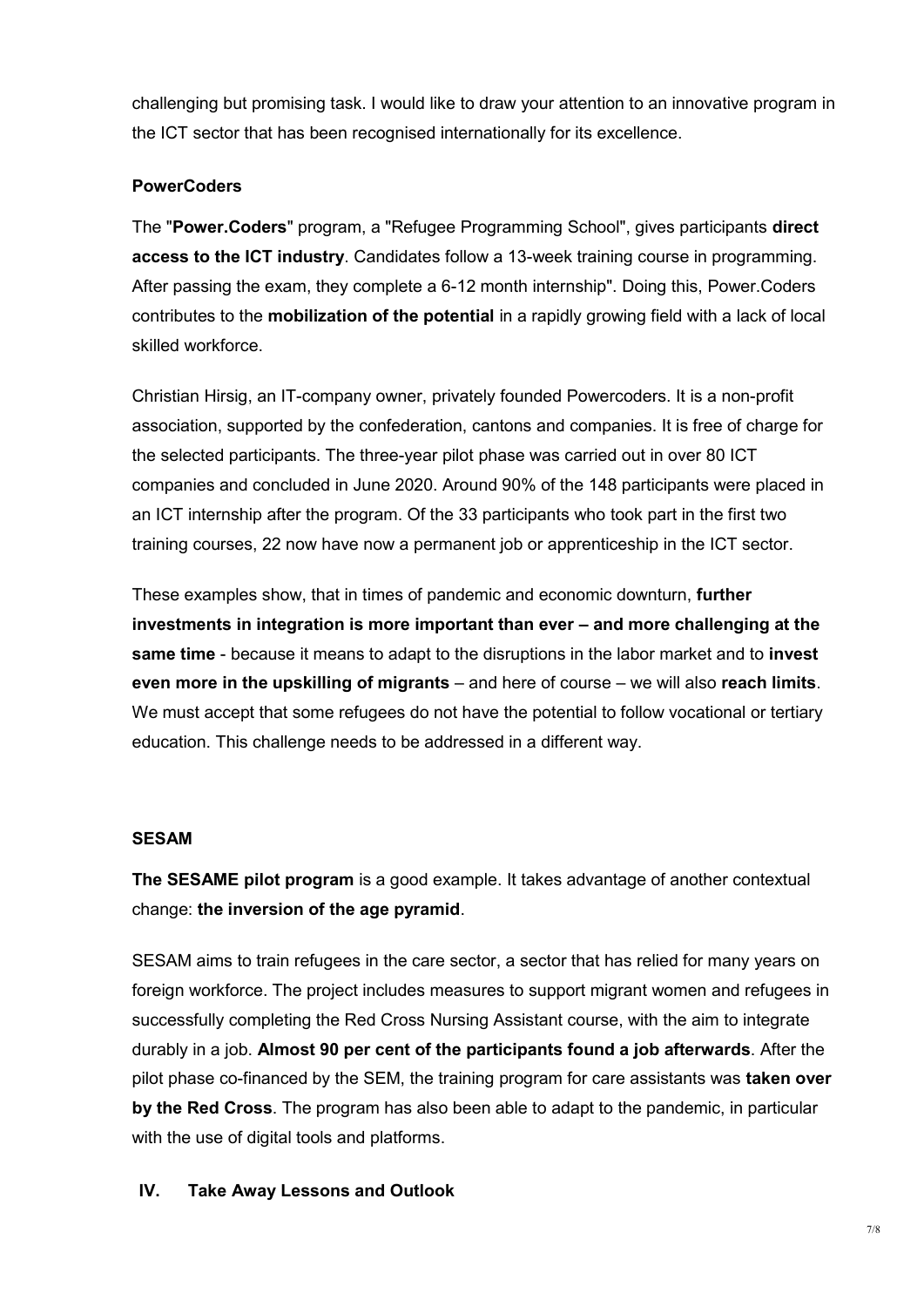challenging but promising task. I would like to draw your attention to an innovative program in the ICT sector that has been recognised internationally for its excellence.

**PowerCoders**

The "**Power.Coders**" program, a "Refugee Programming School", gives participants **direct access to the ICT industry**. Candidates follow a 13-week training course in programming. After passing the exam, they complete a 6-12 month internship". Doing this, Power.Coders contributes to the **mobilization of the potential** in a rapidly growing field with a lack of local skilled workforce.

Christian Hirsig, an IT-company owner, privately founded Powercoders. It is a non-profit association, supported by the confederation, cantons and companies. It is free of charge for the selected participants. The three-year pilot phase was carried out in over 80 ICT companies and concluded in June 2020. Around 90% of the 148 participants were placed in an ICT internship after the program. Of the 33 participants who took part in the first two training courses, 22 now have now a permanent job or apprenticeship in the ICT sector.

These examples show, that in times of pandemic and economic downturn, **further investments in integration is more important than ever – and more challenging at the same time** - because it means to adapt to the disruptions in the labor market and to **invest even more in the upskilling of migrants** – and here of course – we will also **reach limits**. We must accept that some refugees do not have the potential to follow vocational or tertiary education. This challenge needs to be addressed in a different way.

**SESAM**

**The SESAME pilot program** is a good example. It takes advantage of another contextual change: **the inversion of the age pyramid**.

SESAM aims to train refugees in the care sector, a sector that has relied for many years on foreign workforce. The project includes measures to support migrant women and refugees in successfully completing the Red Cross Nursing Assistant course, with the aim to integrate durably in a job. **Almost 90 per cent of the participants found a job afterwards**. After the pilot phase co-financed by the SEM, the training program for care assistants was **taken over by the Red Cross**. The program has also been able to adapt to the pandemic, in particular with the use of digital tools and platforms.

## IV. Take Away Lessons and Outlook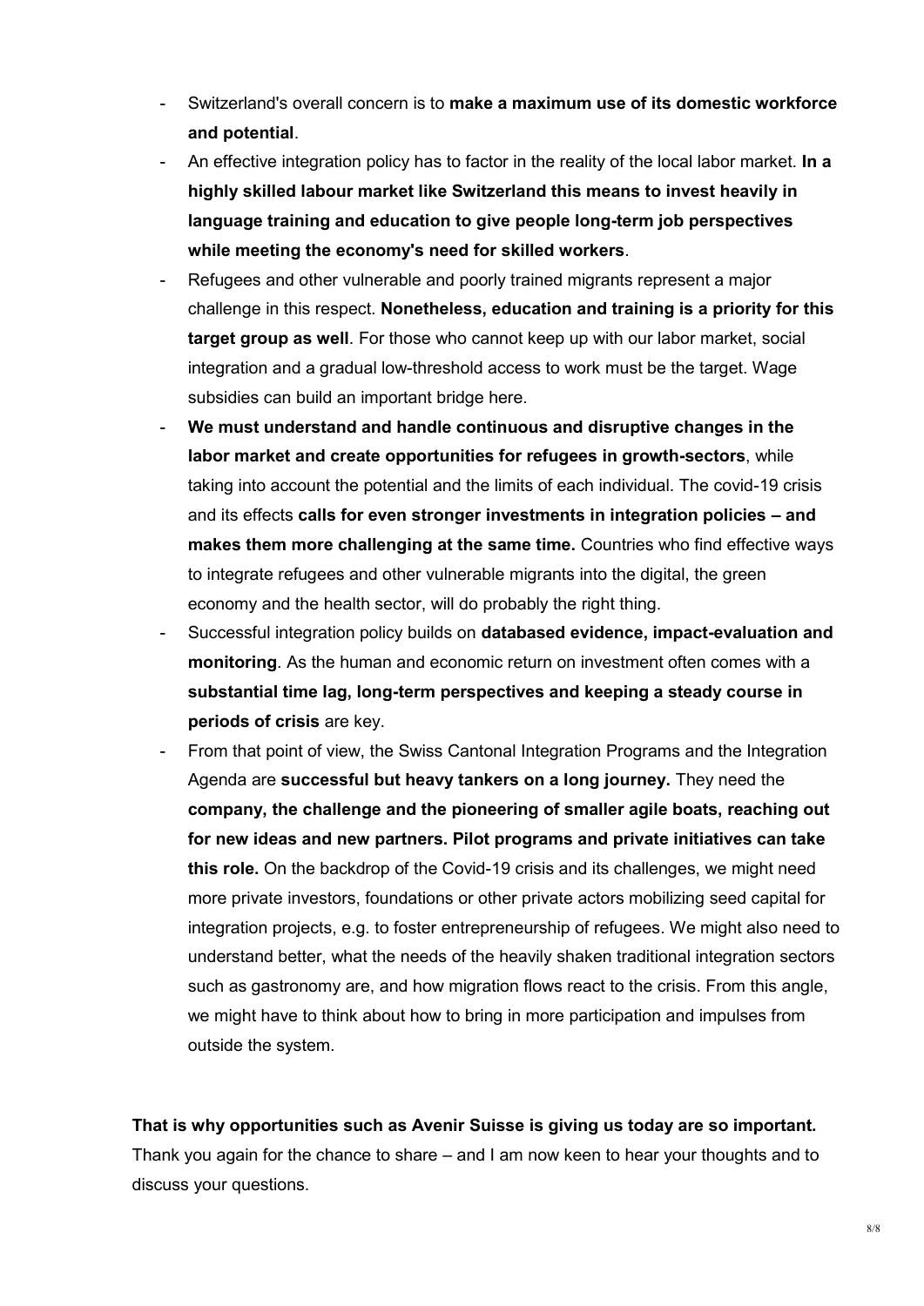- Switzerland's overall concern is to **make a maximum use of its domestic workforce and potential**.
- An effective integration policy has to factor in the reality of the local labor market. **In a highly skilled labour market like Switzerland this means to invest heavily in language training and education to give people long-term job perspectives while meeting the economy's need for skilled workers**.
- Refugees and other vulnerable and poorly trained migrants represent a major challenge in this respect. **Nonetheless, education and training is a priority for this target group as well**. For those who cannot keep up with our labor market, social integration and a gradual low-threshold access to work must be the target. Wage subsidies can build an important bridge here.
- **We must understand and handle continuous and disruptive changes in the labor market and create opportunities for refugees in growth-sectors**, while taking into account the potential and the limits of each individual. The covid-19 crisis and its effects **calls for even stronger investments in integration policies – and makes them more challenging at the same time.** Countries who find effective ways to integrate refugees and other vulnerable migrants into the digital, the green economy and the health sector, will do probably the right thing.
- Successful integration policy builds on **databased evidence, impact-evaluation and monitoring**. As the human and economic return on investment often comes with a **substantial time lag, long-term perspectives and keeping a steady course in periods of crisis** are key.
- From that point of view, the Swiss Cantonal Integration Programs and the Integration Agenda are **successful but heavy tankers on a long journey.** They need the **company, the challenge and the pioneering of smaller agile boats, reaching out for new ideas and new partners. Pilot programs and private initiatives can take this role.** On the backdrop of the Covid-19 crisis and its challenges, we might need more private investors, foundations or other private actors mobilizing seed capital for integration projects, e.g. to foster entrepreneurship of refugees. We might also need to understand better, what the needs of the heavily shaken traditional integration sectors such as gastronomy are, and how migration flows react to the crisis. From this angle, we might have to think about how to bring in more participation and impulses from outside the system.

**That is why opportunities such as Avenir Suisse is giving us today are so important.** Thank you again for the chance to share – and I am now keen to hear your thoughts and to discuss your questions.